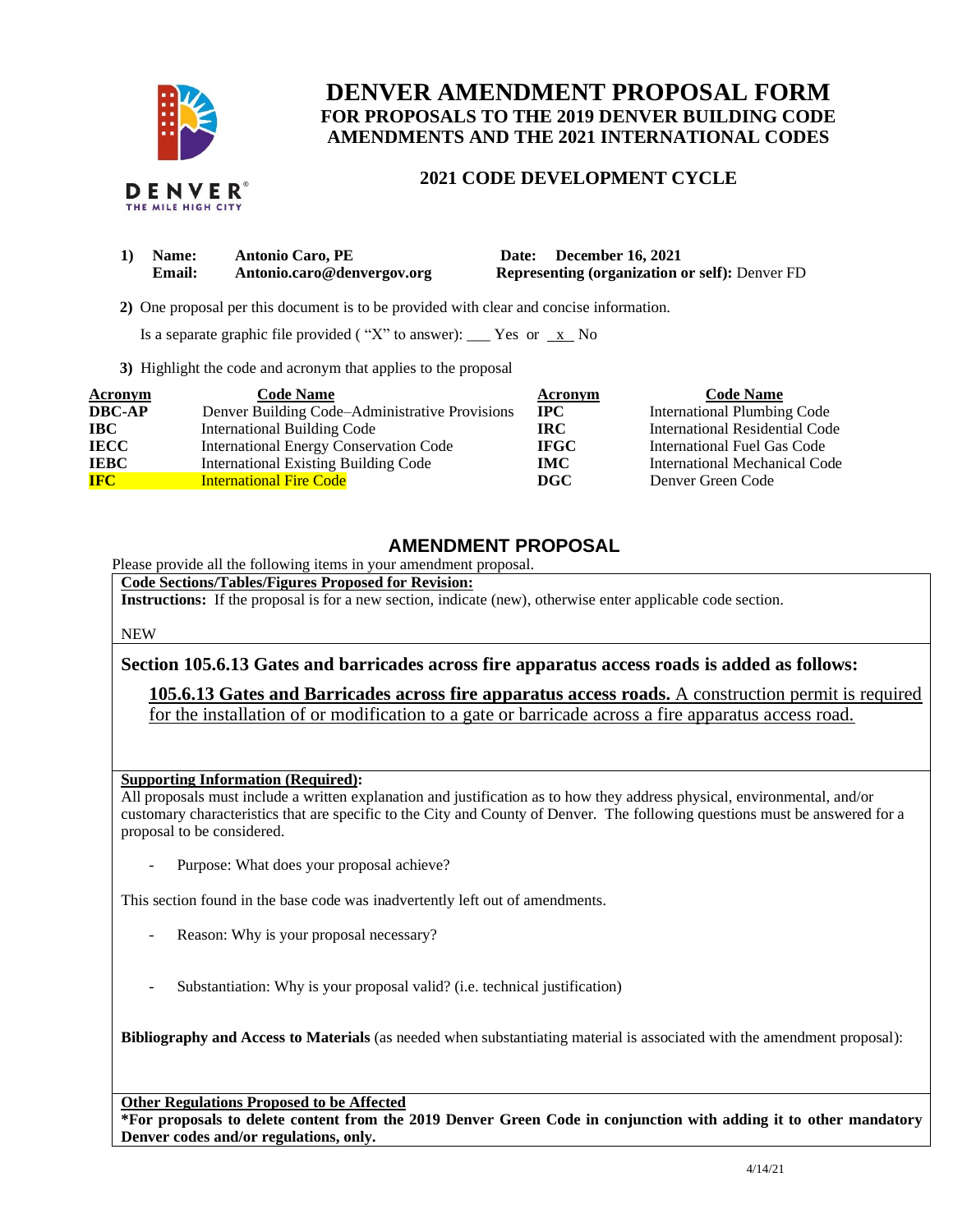# DENVER AMENDMENT PROPOSAL FORM

## FOR PROPOSALS TO THE 2019 DENVER BUILDING CODE AMENDMENTS AND THE 2021 INTERNATIONAL CODES

### 2021 CODE DEVELOPMENT CYCLE

**1) Name:** **Antonio Caro, PE** **Date:** **December 16, 2021**
**Email:** **Antonio.caro@denvergov.org** **Representing (organization or self):** Denver FD

**2)** One proposal per this document is to be provided with clear and concise information.

Is a separate graphic file provided ( "X" to answer): ___ Yes or _x_ No

**3)** Highlight the code and acronym that applies to the proposal

| Acronym | Code Name | Acronym | Code Name |
|---|---|---|---|
| **DBC-AP** | Denver Building Code–Administrative Provisions | **IPC** | International Plumbing Code |
| **IBC** | International Building Code | **IRC** | International Residential Code |
| **IECC** | International Energy Conservation Code | **IFGC** | International Fuel Gas Code |
| **IEBC** | International Existing Building Code | **IMC** | International Mechanical Code |
| **IFC** | International Fire Code | **DGC** | Denver Green Code |

## AMENDMENT PROPOSAL

Please provide all the following items in your amendment proposal.

**Code Sections/Tables/Figures Proposed for Revision:**

**Instructions:** If the proposal is for a new section, indicate (new), otherwise enter applicable code section.

NEW

**Section 105.6.13 Gates and barricades across fire apparatus access roads is added as follows:**

**105.6.13 Gates and Barricades across fire apparatus access roads.** A construction permit is required for the installation of or modification to a gate or barricade across a fire apparatus access road.

**Supporting Information (Required):**

All proposals must include a written explanation and justification as to how they address physical, environmental, and/or customary characteristics that are specific to the City and County of Denver. The following questions must be answered for a proposal to be considered.

- Purpose: What does your proposal achieve?

This section found in the base code was inadvertently left out of amendments.

- Reason: Why is your proposal necessary?

- Substantiation: Why is your proposal valid? (i.e. technical justification)

**Bibliography and Access to Materials** (as needed when substantiating material is associated with the amendment proposal):

**Other Regulations Proposed to be Affected**

**\*For proposals to delete content from the 2019 Denver Green Code in conjunction with adding it to other mandatory Denver codes and/or regulations, only.**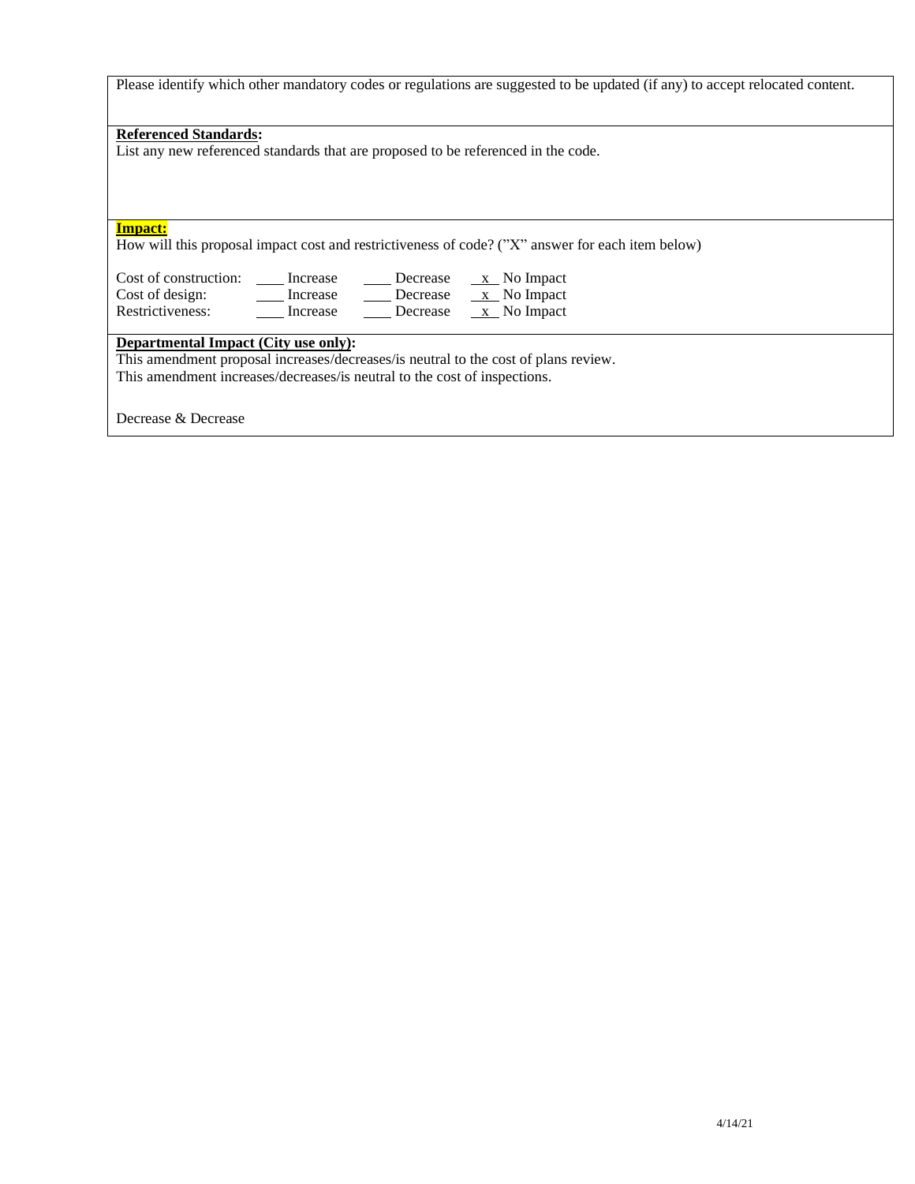Please identify which other mandatory codes or regulations are suggested to be updated (if any) to accept relocated content.

**Referenced Standards:**

List any new referenced standards that are proposed to be referenced in the code.

**Impact:**

How will this proposal impact cost and restrictiveness of code? ("X" answer for each item below)

| | | | |
|---|---|---|---|
| Cost of construction: | ___ Increase | ___ Decrease | x No Impact |
| Cost of design: | ___ Increase | ___ Decrease | x No Impact |
| Restrictiveness: | ___ Increase | ___ Decrease | x No Impact |

**Departmental Impact (City use only):**

This amendment proposal increases/decreases/is neutral to the cost of plans review.

This amendment increases/decreases/is neutral to the cost of inspections.

Decrease & Decrease

4/14/21